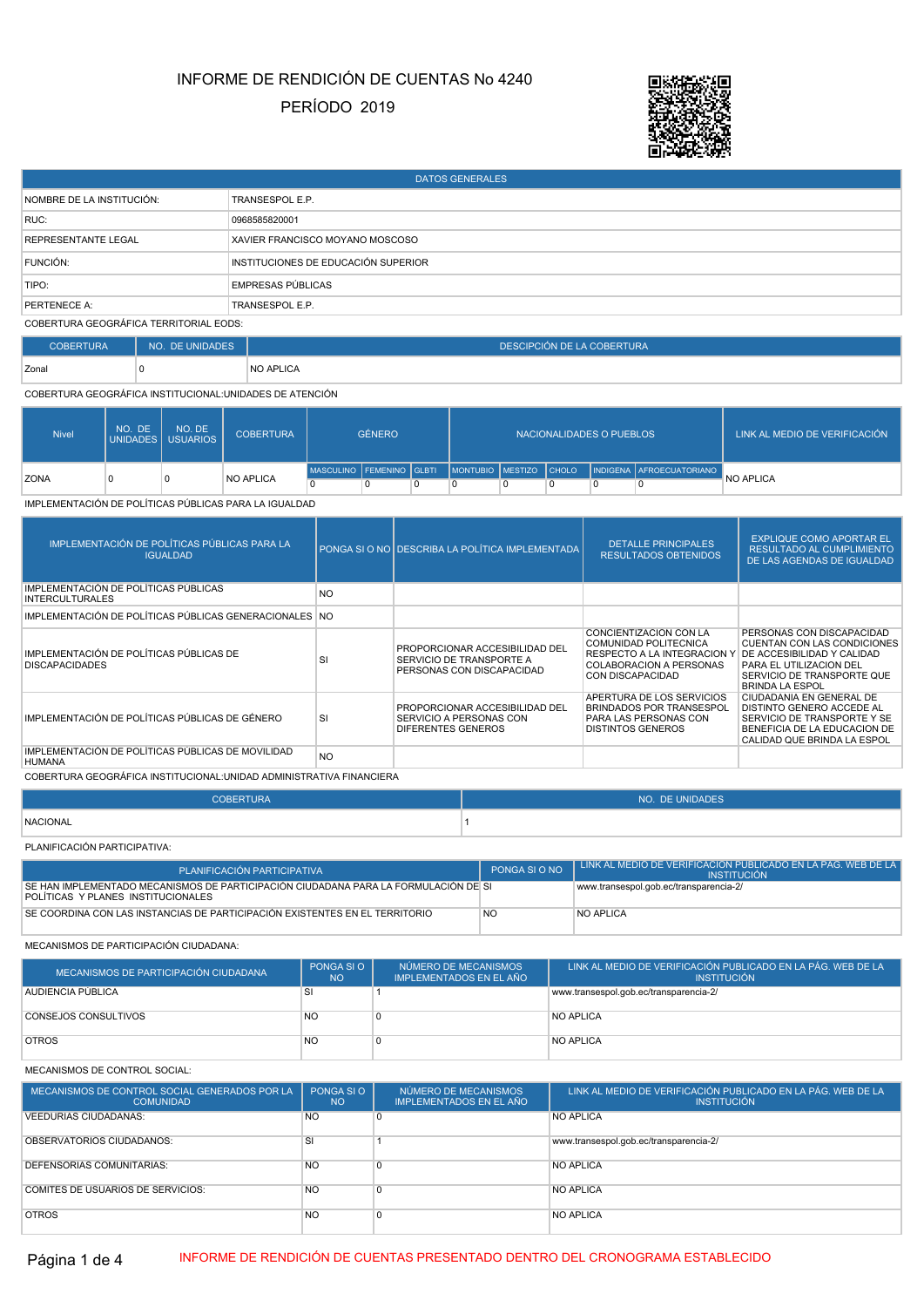# INFORME DE RENDICIÓN DE CUENTAS No 4240

## PERÍODO 2019

| DATOS GENERALES | |
|---|---|
| NOMBRE DE LA INSTITUCIÓN: | TRANSESPOL E.P. |
| RUC: | 0968585820001 |
| REPRESENTANTE LEGAL | XAVIER FRANCISCO MOYANO MOSCOSO |
| FUNCIÓN: | INSTITUCIONES DE EDUCACIÓN SUPERIOR |
| TIPO: | EMPRESAS PÚBLICAS |
| PERTENECE A: | TRANSESPOL E.P. |

COBERTURA GEOGRÁFICA TERRITORIAL EODS:

| COBERTURA | NO. DE UNIDADES | DESCRIPCIÓN DE LA COBERTURA |
|---|---|---|
| Zonal | 0 | NO APLICA |

COBERTURA GEOGRÁFICA INSTITUCIONAL:UNIDADES DE ATENCIÓN

| Nivel | NO. DE UNIDADES | NO. DE USUARIOS | COBERTURA | GÉNERO | | | NACIONALIDADES O PUEBLOS | | | | | LINK AL MEDIO DE VERIFICACIÓN |
|---|---|---|---|---|---|---|---|---|---|---|---|---|
| | | | | MASCULINO | FEMENINO | GLBTI | MONTUBIO | MESTIZO | CHOLO | INDIGENA | AFROECUATORIANO | |
| ZONA | 0 | 0 | NO APLICA | 0 | 0 | 0 | 0 | 0 | 0 | 0 | 0 | NO APLICA |

IMPLEMENTACIÓN DE POLÍTICAS PÚBLICAS PARA LA IGUALDAD

| IMPLEMENTACIÓN DE POLÍTICAS PÚBLICAS PARA LA IGUALDAD | PONGA SI O NO | DESCRIBA LA POLÍTICA IMPLEMENTADA | DETALLE PRINCIPALES RESULTADOS OBTENIDOS | EXPLIQUE COMO APORTAR EL RESULTADO AL CUMPLIMIENTO DE LAS AGENDAS DE IGUALDAD |
|---|---|---|---|---|
| IMPLEMENTACIÓN DE POLÍTICAS PÚBLICAS INTERCULTURALES | NO | | | |
| IMPLEMENTACIÓN DE POLÍTICAS PÚBLICAS GENERACIONALES | NO | | | |
| IMPLEMENTACIÓN DE POLÍTICAS PÚBLICAS DE DISCAPACIDADES | SI | PROPORCIONAR ACCESIBILIDAD DEL SERVICIO DE TRANSPORTE A PERSONAS CON DISCAPACIDAD | CONCIENTIZACION CON LA COMUNIDAD POLITECNICA RESPECTO A LA INTEGRACION Y COLABORACION A PERSONAS CON DISCAPACIDAD | PERSONAS CON DISCAPACIDAD CUENTAN CON LAS CONDICIONES DE ACCESIBILIDAD Y CALIDAD PARA EL UTILIZACION DEL SERVICIO DE TRANSPORTE QUE BRINDA LA ESPOL |
| IMPLEMENTACIÓN DE POLÍTICAS PÚBLICAS DE GÉNERO | SI | PROPORCIONAR ACCESIBILIDAD DEL SERVICIO A PERSONAS CON DIFERENTES GENEROS | APERTURA DE LOS SERVICIOS BRINDADOS POR TRANSESPOL PARA LAS PERSONAS CON DISTINTOS GENEROS | CIUDADANIA EN GENERAL DE DISTINTO GENERO ACCEDE AL SERVICIO DE TRANSPORTE Y SE BENEFICIA DE LA EDUCACION DE CALIDAD QUE BRINDA LA ESPOL |
| IMPLEMENTACIÓN DE POLÍTICAS PÚBLICAS DE MOVILIDAD HUMANA | NO | | | |

COBERTURA GEOGRÁFICA INSTITUCIONAL:UNIDAD ADMINISTRATIVA FINANCIERA

| COBERTURA | NO. DE UNIDADES |
|---|---|
| NACIONAL | 1 |

PLANIFICACIÓN PARTICIPATIVA:

| PLANIFICACIÓN PARTICIPATIVA | PONGA SI O NO | LINK AL MEDIO DE VERIFICACIÓN PUBLICADO EN LA PAG. WEB DE LA INSTITUCIÓN |
|---|---|---|
| SE HAN IMPLEMENTADO MECANISMOS DE PARTICIPACIÓN CIUDADANA PARA LA FORMULACIÓN DE POLÍTICAS Y PLANES INSTITUCIONALES | SI | www.transespol.gob.ec/transparencia-2/ |
| SE COORDINA CON LAS INSTANCIAS DE PARTICIPACIÓN EXISTENTES EN EL TERRITORIO | NO | NO APLICA |

MECANISMOS DE PARTICIPACIÓN CIUDADANA:

| MECANISMOS DE PARTICIPACIÓN CIUDADANA | PONGA SI O NO | NÚMERO DE MECANISMOS IMPLEMENTADOS EN EL AÑO | LINK AL MEDIO DE VERIFICACIÓN PUBLICADO EN LA PÁG. WEB DE LA INSTITUCIÓN |
|---|---|---|---|
| AUDIENCIA PÚBLICA | SI | 1 | www.transespol.gob.ec/transparencia-2/ |
| CONSEJOS CONSULTIVOS | NO | 0 | NO APLICA |
| OTROS | NO | 0 | NO APLICA |

MECANISMOS DE CONTROL SOCIAL:

| MECANISMOS DE CONTROL SOCIAL GENERADOS POR LA COMUNIDAD | PONGA SI O NO | NÚMERO DE MECANISMOS IMPLEMENTADOS EN EL AÑO | LINK AL MEDIO DE VERIFICACIÓN PUBLICADO EN LA PÁG. WEB DE LA INSTITUCIÓN |
|---|---|---|---|
| VEEDURIAS CIUDADANAS: | NO | 0 | NO APLICA |
| OBSERVATORIOS CIUDADANOS: | SI | 1 | www.transespol.gob.ec/transparencia-2/ |
| DEFENSORIAS COMUNITARIAS: | NO | 0 | NO APLICA |
| COMITES DE USUARIOS DE SERVICIOS: | NO | 0 | NO APLICA |
| OTROS | NO | 0 | NO APLICA |

INFORME DE RENDICIÓN DE CUENTAS PRESENTADO DENTRO DEL CRONOGRAMA ESTABLECIDO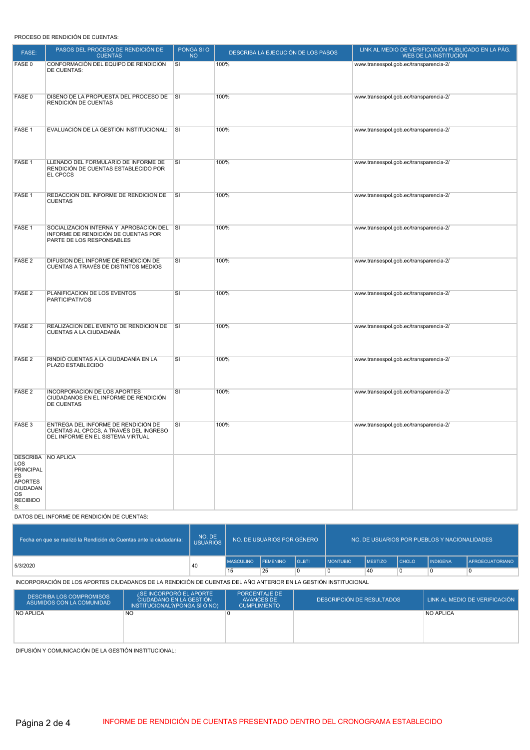PROCESO DE RENDICIÓN DE CUENTAS:

| FASE: | PASOS DEL PROCESO DE RENDICIÓN DE CUENTAS | PONGA SI O NO | DESCRIBA LA EJECUCIÓN DE LOS PASOS | LINK AL MEDIO DE VERIFICACIÓN PUBLICADO EN LA PÁG. WEB DE LA INSTITUCIÓN |
|---|---|---|---|---|
| FASE 0 | CONFORMACIÓN DEL EQUIPO DE RENDICIÓN DE CUENTAS: | SI | 100% | www.transespol.gob.ec/transparencia-2/ |
| FASE 0 | DISEÑO DE LA PROPUESTA DEL PROCESO DE RENDICIÓN DE CUENTAS | SI | 100% | www.transespol.gob.ec/transparencia-2/ |
| FASE 1 | EVALUACIÓN DE LA GESTIÓN INSTITUCIONAL: | SI | 100% | www.transespol.gob.ec/transparencia-2/ |
| FASE 1 | LLENADO DEL FORMULARIO DE INFORME DE RENDICIÓN DE CUENTAS ESTABLECIDO POR EL CPCCS | SI | 100% | www.transespol.gob.ec/transparencia-2/ |
| FASE 1 | REDACCION DEL INFORME DE RENDICION DE CUENTAS | SI | 100% | www.transespol.gob.ec/transparencia-2/ |
| FASE 1 | SOCIALIZACION INTERNA Y APROBACION DEL INFORME DE RENDICIÓN DE CUENTAS POR PARTE DE LOS RESPONSABLES | SI | 100% | www.transespol.gob.ec/transparencia-2/ |
| FASE 2 | DIFUSION DEL INFORME DE RENDICION DE CUENTAS A TRAVÉS DE DISTINTOS MEDIOS | SI | 100% | www.transespol.gob.ec/transparencia-2/ |
| FASE 2 | PLANIFICACION DE LOS EVENTOS PARTICIPATIVOS | SI | 100% | www.transespol.gob.ec/transparencia-2/ |
| FASE 2 | REALIZACION DEL EVENTO DE RENDICION DE CUENTAS A LA CIUDADANÍA | SI | 100% | www.transespol.gob.ec/transparencia-2/ |
| FASE 2 | RINDIÓ CUENTAS A LA CIUDADANÍA EN LA PLAZO ESTABLECIDO | SI | 100% | www.transespol.gob.ec/transparencia-2/ |
| FASE 2 | INCORPORACION DE LOS APORTES CIUDADANOS EN EL INFORME DE RENDICIÓN DE CUENTAS | SI | 100% | www.transespol.gob.ec/transparencia-2/ |
| FASE 3 | ENTREGA DEL INFORME DE RENDICIÓN DE CUENTAS AL CPCCS, A TRAVÉS DEL INGRESO DEL INFORME EN EL SISTEMA VIRTUAL | SI | 100% | www.transespol.gob.ec/transparencia-2/ |
| DESCRIBA LOS PRINCIPALES APORTES CIUDADANOS RECIBIDOS: | NO APLICA | | | |

DATOS DEL INFORME DE RENDICIÓN DE CUENTAS:

| Fecha en que se realizó la Rendición de Cuentas ante la ciudadanía: | NO. DE USUARIOS | NO. DE USUARIOS POR GÉNERO | | | NO. DE USUARIOS POR PUEBLOS Y NACIONALIDADES | | | | |
|---|---|---|---|---|---|---|---|---|---|
| | | MASCULINO | FEMENINO | GLBTI | MONTUBIO | MESTIZO | CHOLO | INDIGENA | AFROECUATORIANO |
| 5/3/2020 | 40 | 15 | 25 | 0 | 0 | 40 | 0 | 0 | 0 |

INCORPORACIÓN DE LOS APORTES CIUDADANOS DE LA RENDICIÓN DE CUENTAS DEL AÑO ANTERIOR EN LA GESTIÓN INSTITUCIONAL

| DESCRIBA LOS COMPROMISOS ASUMIDOS CON LA COMUNIDAD | ¿SE INCORPORÓ EL APORTE CIUDADANO EN LA GESTIÓN INSTITUCIONAL?(PONGA SÍ O NO) | PORCENTAJE DE AVANCES DE CUMPLIMIENTO | DESCRIPCIÓN DE RESULTADOS | LINK AL MEDIO DE VERIFICACIÓN |
|---|---|---|---|---|
| NO APLICA | NO | 0 | | NO APLICA |

DIFUSIÓN Y COMUNICACIÓN DE LA GESTIÓN INSTITUCIONAL:

INFORME DE RENDICIÓN DE CUENTAS PRESENTADO DENTRO DEL CRONOGRAMA ESTABLECIDO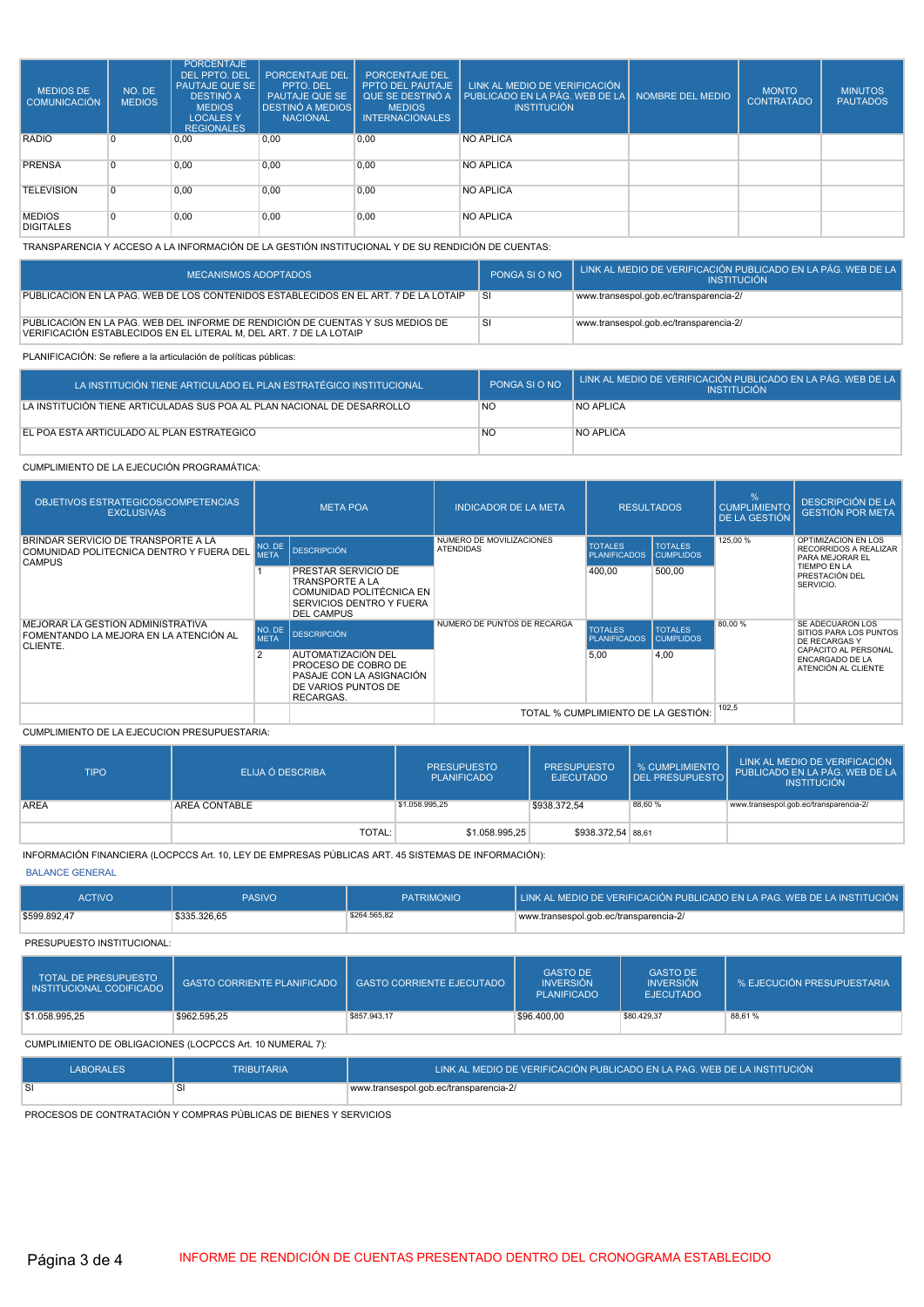| MEDIOS DE COMUNICACIÓN | NO. DE MEDIOS | PORCENTAJE DEL PPTO. DEL PAUTAJE QUE SE DESTINÓ A MEDIOS LOCALES Y REGIONALES | PORCENTAJE DEL PPTO. DEL PAUTAJE QUE SE DESTINÓ A MEDIOS NACIONAL | PORCENTAJE DEL PPTO DEL PAUTAJE QUE SE DESTINÓ A MEDIOS INTERNACIONALES | LINK AL MEDIO DE VERIFICACIÓN PUBLICADO EN LA PÁG. WEB DE LA INSTITUCIÓN | NOMBRE DEL MEDIO | MONTO CONTRATADO | MINUTOS PAUTADOS |
|---|---|---|---|---|---|---|---|---|
| RADIO | 0 | 0,00 | 0,00 | 0,00 | NO APLICA | | | |
| PRENSA | 0 | 0,00 | 0,00 | 0,00 | NO APLICA | | | |
| TELEVISION | 0 | 0,00 | 0,00 | 0,00 | NO APLICA | | | |
| MEDIOS DIGITALES | 0 | 0,00 | 0,00 | 0,00 | NO APLICA | | | |

TRANSPARENCIA Y ACCESO A LA INFORMACIÓN DE LA GESTIÓN INSTITUCIONAL Y DE SU RENDICIÓN DE CUENTAS:

| MECANISMOS ADOPTADOS | PONGA SI O NO | LINK AL MEDIO DE VERIFICACIÓN PUBLICADO EN LA PÁG. WEB DE LA INSTITUCIÓN |
|---|---|---|
| PUBLICACION EN LA PAG. WEB DE LOS CONTENIDOS ESTABLECIDOS EN EL ART. 7 DE LA LOTAIP | SI | www.transespol.gob.ec/transparencia-2/ |
| PUBLICACIÓN EN LA PÁG. WEB DEL INFORME DE RENDICIÓN DE CUENTAS Y SUS MEDIOS DE VERIFICACIÓN ESTABLECIDOS EN EL LITERAL M, DEL ART. 7 DE LA LOTAIP | SI | www.transespol.gob.ec/transparencia-2/ |

PLANIFICACIÓN: Se refiere a la articulación de políticas públicas:

| LA INSTITUCIÓN TIENE ARTICULADO EL PLAN ESTRATÉGICO INSTITUCIONAL | PONGA SI O NO | LINK AL MEDIO DE VERIFICACIÓN PUBLICADO EN LA PÁG. WEB DE LA INSTITUCIÓN |
|---|---|---|
| LA INSTITUCIÓN TIENE ARTICULADAS SUS POA AL PLAN NACIONAL DE DESARROLLO | NO | NO APLICA |
| EL POA ESTA ARTICULADO AL PLAN ESTRATEGICO | NO | NO APLICA |

CUMPLIMIENTO DE LA EJECUCIÓN PROGRAMÁTICA:

| OBJETIVOS ESTRATEGICOS/COMPETENCIAS EXCLUSIVAS | META POA | | INDICADOR DE LA META | RESULTADOS | | % CUMPLIMIENTO DE LA GESTIÓN | DESCRIPCIÓN DE LA GESTIÓN POR META |
|---|---|---|---|---|---|---|---|
| | NO. DE META | DESCRIPCIÓN | | TOTALES PLANIFICADOS | TOTALES CUMPLIDOS | | |
| BRINDAR SERVICIO DE TRANSPORTE A LA COMUNIDAD POLITECNICA DENTRO Y FUERA DEL CAMPUS | 1 | PRESTAR SERVICIO DE TRANSPORTE A LA COMUNIDAD POLITÉCNICA EN SERVICIOS DENTRO Y FUERA DEL CAMPUS | NUMERO DE MOVILIZACIONES ATENDIDAS | 400,00 | 500,00 | 125,00 % | OPTIMIZACION EN LOS RECORRIDOS A REALIZAR PARA MEJORAR EL TIEMPO EN LA PRESTACIÓN DEL SERVICIO. |
| MEJORAR LA GESTION ADMINISTRATIVA FOMENTANDO LA MEJORA EN LA ATENCIÓN AL CLIENTE. | 2 | AUTOMATIZACIÓN DEL PROCESO DE COBRO DE PASAJE CON LA ASIGNACIÓN DE VARIOS PUNTOS DE RECARGAS. | NUMERO DE PUNTOS DE RECARGA | 5,00 | 4,00 | 80,00 % | SE ADECUARON LOS SITIOS PARA LOS PUNTOS DE RECARGAS Y CAPACITO AL PERSONAL ENCARGADO DE LA ATENCIÓN AL CLIENTE |
| | | | TOTAL % CUMPLIMIENTO DE LA GESTIÓN: | | | 102,5 | |

CUMPLIMIENTO DE LA EJECUCION PRESUPUESTARIA:

| TIPO | ELIJA Ó DESCRIBA | PRESUPUESTO PLANIFICADO | PRESUPUESTO EJECUTADO | % CUMPLIMIENTO DEL PRESUPUESTO | LINK AL MEDIO DE VERIFICACIÓN PUBLICADO EN LA PÁG. WEB DE LA INSTITUCIÓN |
|---|---|---|---|---|---|
| AREA | AREA CONTABLE | $1.058.995,25 | $938.372,54 | 88,60 % | www.transespol.gob.ec/transparencia-2/ |
| | TOTAL: | $1.058.995,25 | $938.372,54 | 88,61 | |

INFORMACIÓN FINANCIERA (LOCPCCS Art. 10, LEY DE EMPRESAS PÚBLICAS ART. 45 SISTEMAS DE INFORMACIÓN):

BALANCE GENERAL

| ACTIVO | PASIVO | PATRIMONIO | LINK AL MEDIO DE VERIFICACIÓN PUBLICADO EN LA PAG. WEB DE LA INSTITUCIÓN |
|---|---|---|---|
| $599.892,47 | $335.326,65 | $264.565,82 | www.transespol.gob.ec/transparencia-2/ |

PRESUPUESTO INSTITUCIONAL:

| TOTAL DE PRESUPUESTO INSTITUCIONAL CODIFICADO | GASTO CORRIENTE PLANIFICADO | GASTO CORRIENTE EJECUTADO | GASTO DE INVERSIÓN PLANIFICADO | GASTO DE INVERSIÓN EJECUTADO | % EJECUCIÓN PRESUPUESTARIA |
|---|---|---|---|---|---|
| $1.058.995,25 | $962.595,25 | $857.943,17 | $96.400,00 | $80.429,37 | 88,61 % |

CUMPLIMIENTO DE OBLIGACIONES (LOCPCCS Art. 10 NUMERAL 7):

| LABORALES | TRIBUTARIA | LINK AL MEDIO DE VERIFICACIÓN PUBLICADO EN LA PAG. WEB DE LA INSTITUCIÓN |
|---|---|---|
| SI | SI | www.transespol.gob.ec/transparencia-2/ |

PROCESOS DE CONTRATACIÓN Y COMPRAS PÚBLICAS DE BIENES Y SERVICIOS

INFORME DE RENDICIÓN DE CUENTAS PRESENTADO DENTRO DEL CRONOGRAMA ESTABLECIDO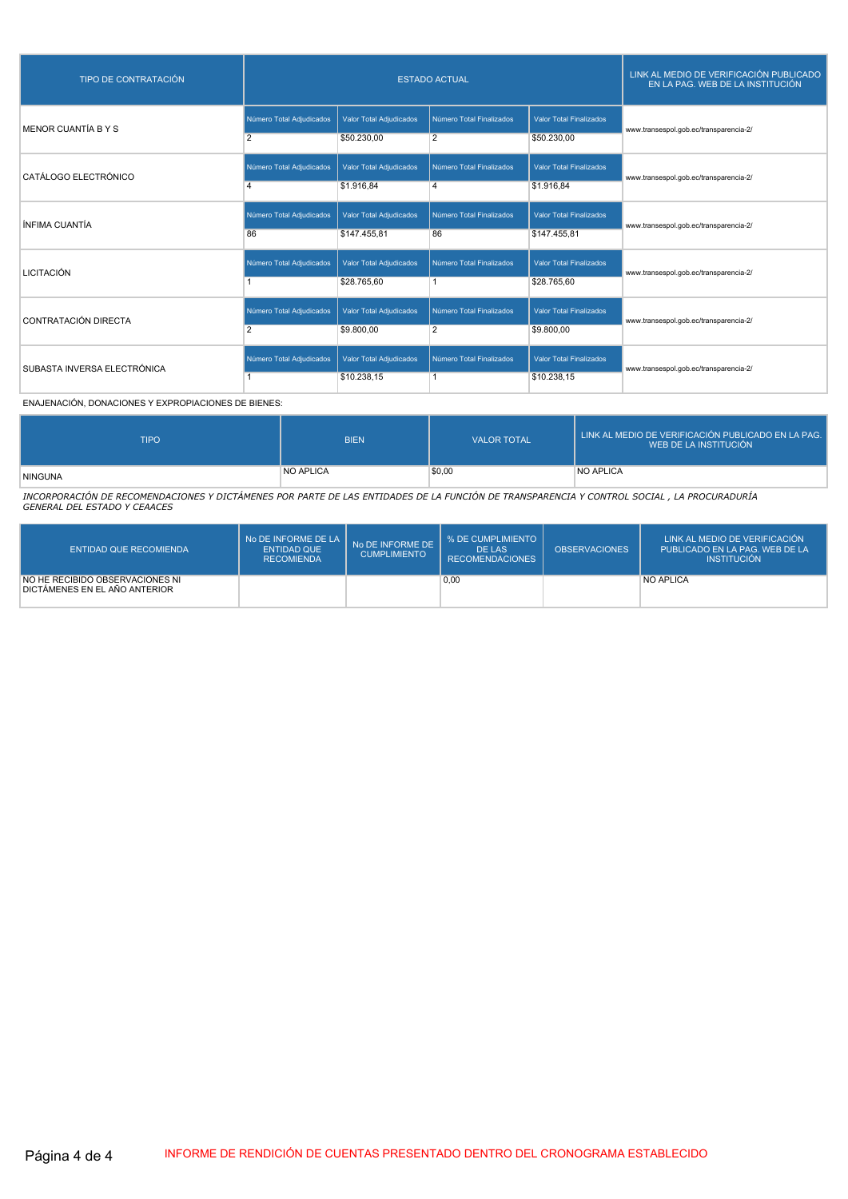| TIPO DE CONTRATACIÓN | ESTADO ACTUAL | | | | LINK AL MEDIO DE VERIFICACIÓN PUBLICADO EN LA PAG. WEB DE LA INSTITUCIÓN |
|---|---|---|---|---|---|
| | Número Total Adjudicados | Valor Total Adjudicados | Número Total Finalizados | Valor Total Finalizados | |
| MENOR CUANTÍA B Y S | 2 | $50.230,00 | 2 | $50.230,00 | www.transespol.gob.ec/transparencia-2/ |
| CATÁLOGO ELECTRÓNICO | 4 | $1.916,84 | 4 | $1.916,84 | www.transespol.gob.ec/transparencia-2/ |
| ÍNFIMA CUANTÍA | 86 | $147.455,81 | 86 | $147.455,81 | www.transespol.gob.ec/transparencia-2/ |
| LICITACIÓN | 1 | $28.765,60 | 1 | $28.765,60 | www.transespol.gob.ec/transparencia-2/ |
| CONTRATACIÓN DIRECTA | 2 | $9.800,00 | 2 | $9.800,00 | www.transespol.gob.ec/transparencia-2/ |
| SUBASTA INVERSA ELECTRÓNICA | 1 | $10.238,15 | 1 | $10.238,15 | www.transespol.gob.ec/transparencia-2/ |

ENAJENACIÓN, DONACIONES Y EXPROPIACIONES DE BIENES:

| TIPO | BIEN | VALOR TOTAL | LINK AL MEDIO DE VERIFICACIÓN PUBLICADO EN LA PAG. WEB DE LA INSTITUCIÓN |
|---|---|---|---|
| NINGUNA | NO APLICA | $0,00 | NO APLICA |

*INCORPORACIÓN DE RECOMENDACIONES Y DICTÁMENES POR PARTE DE LAS ENTIDADES DE LA FUNCIÓN DE TRANSPARENCIA Y CONTROL SOCIAL , LA PROCURADURÍA GENERAL DEL ESTADO Y CEACES*

| ENTIDAD QUE RECOMIENDA | No DE INFORME DE LA ENTIDAD QUE RECOMIENDA | No DE INFORME DE CUMPLIMIENTO | % DE CUMPLIMIENTO DE LAS RECOMENDACIONES | OBSERVACIONES | LINK AL MEDIO DE VERIFICACIÓN PUBLICADO EN LA PAG. WEB DE LA INSTITUCIÓN |
|---|---|---|---|---|---|
| NO HE RECIBIDO OBSERVACIONES NI DICTÁMENES EN EL AÑO ANTERIOR | | | 0,00 | | NO APLICA |

INFORME DE RENDICIÓN DE CUENTAS PRESENTADO DENTRO DEL CRONOGRAMA ESTABLECIDO